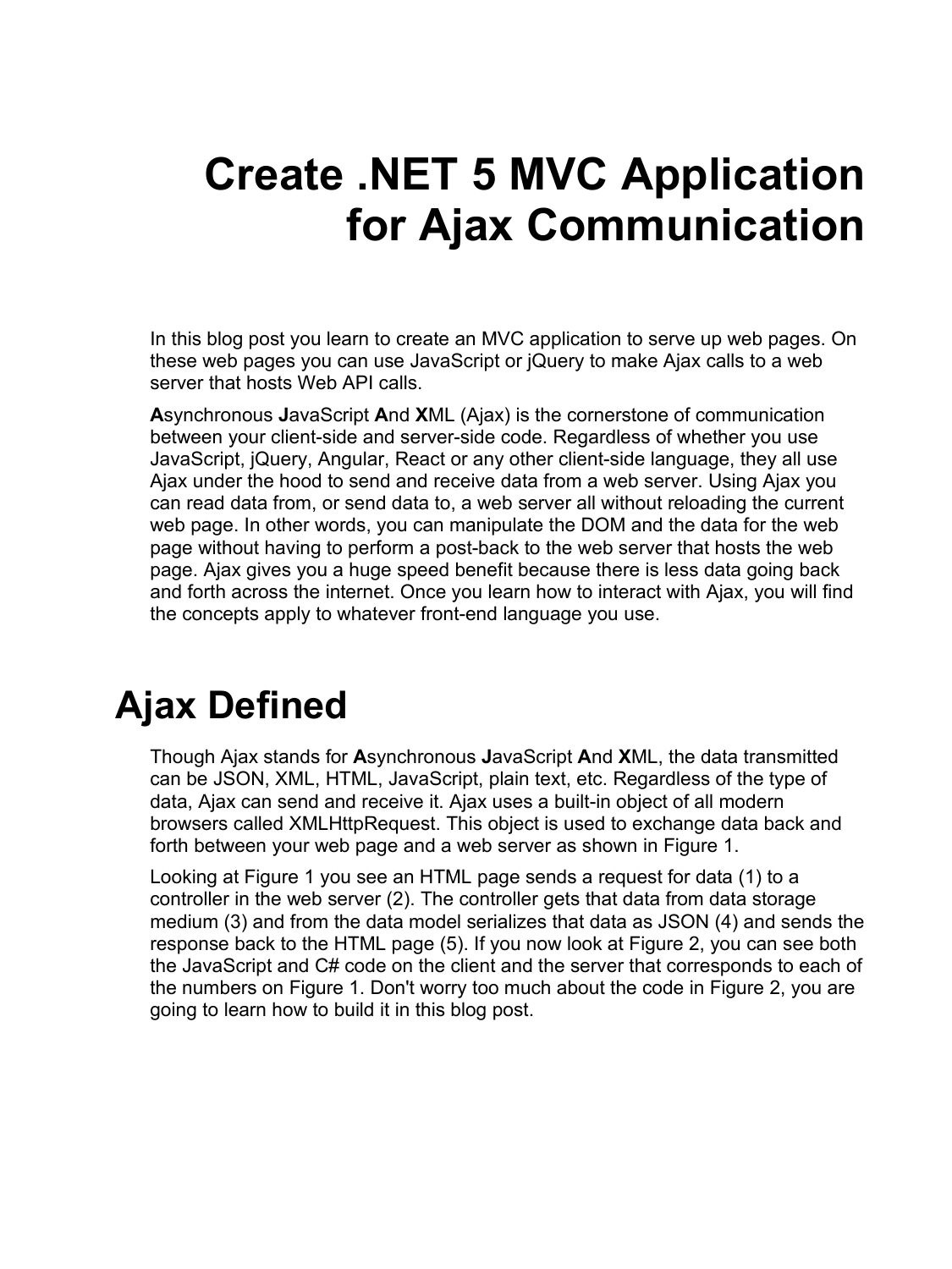# Create .NET 5 MVC Application for Ajax Communication

In this blog post you learn to create an MVC application to serve up web pages. On these web pages you can use JavaScript or jQuery to make Ajax calls to a web server that hosts Web API calls.

**A**synchronous **J**avaScript **A**nd **X**ML (Ajax) is the cornerstone of communication between your client-side and server-side code. Regardless of whether you use JavaScript, jQuery, Angular, React or any other client-side language, they all use Ajax under the hood to send and receive data from a web server. Using Ajax you can read data from, or send data to, a web server all without reloading the current web page. In other words, you can manipulate the DOM and the data for the web page without having to perform a post-back to the web server that hosts the web page. Ajax gives you a huge speed benefit because there is less data going back and forth across the internet. Once you learn how to interact with Ajax, you will find the concepts apply to whatever front-end language you use.

## Ajax Defined

Though Ajax stands for **A**synchronous **J**avaScript **A**nd **X**ML, the data transmitted can be JSON, XML, HTML, JavaScript, plain text, etc. Regardless of the type of data, Ajax can send and receive it. Ajax uses a built-in object of all modern browsers called XMLHttpRequest. This object is used to exchange data back and forth between your web page and a web server as shown in Figure 1.

Looking at Figure 1 you see an HTML page sends a request for data (1) to a controller in the web server (2). The controller gets that data from data storage medium (3) and from the data model serializes that data as JSON (4) and sends the response back to the HTML page (5). If you now look at Figure 2, you can see both the JavaScript and C# code on the client and the server that corresponds to each of the numbers on Figure 1. Don't worry too much about the code in Figure 2, you are going to learn how to build it in this blog post.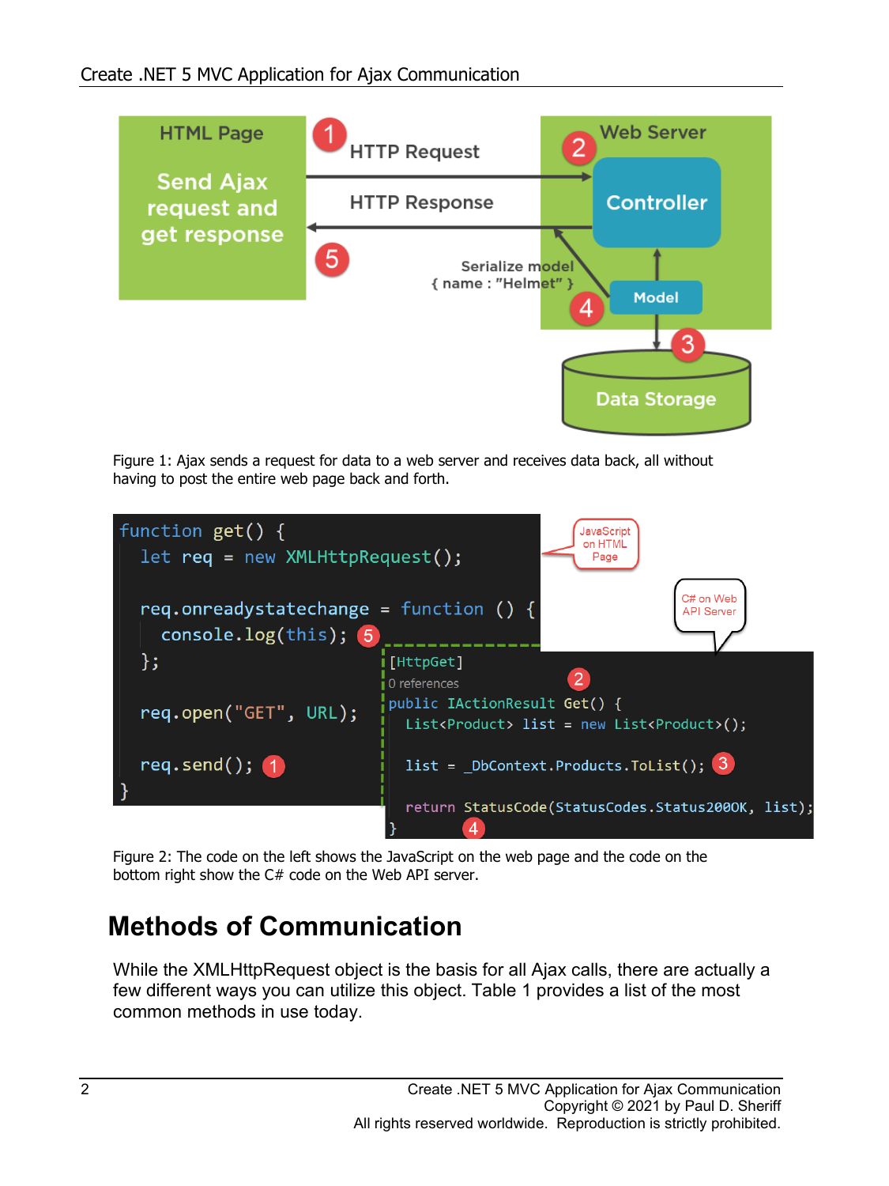Figure 1: Ajax sends a request for data to a web server and receives data back, all without having to post the entire web page back and forth.

```javascript
function get() {
  let req = new XMLHttpRequest();

  req.onreadystatechange = function () {
    console.log(this);
  };

  req.open("GET", URL);

  req.send();
}
```

```csharp
[HttpGet]
public IActionResult Get() {
  List<Product> list = new List<Product>();

  list = _DbContext.Products.ToList();

  return StatusCode(StatusCodes.Status200OK, list);
}
```

Figure 2: The code on the left shows the JavaScript on the web page and the code on the bottom right show the C# code on the Web API server.

## Methods of Communication

While the XMLHttpRequest object is the basis for all Ajax calls, there are actually a few different ways you can utilize this object. Table 1 provides a list of the most common methods in use today.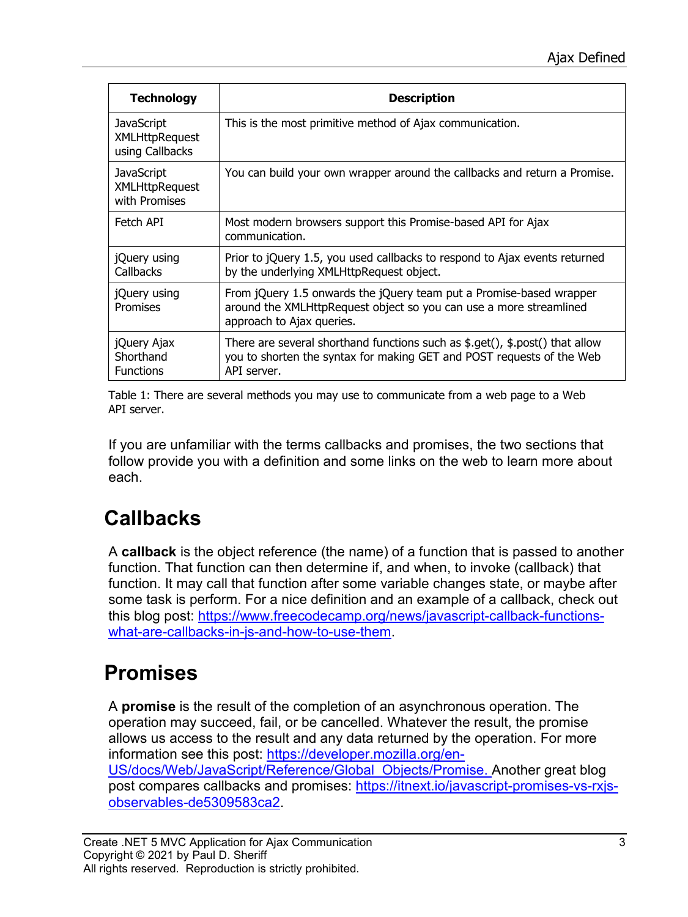| Technology | Description |
|---|---|
| JavaScript XMLHttpRequest using Callbacks | This is the most primitive method of Ajax communication. |
| JavaScript XMLHttpRequest with Promises | You can build your own wrapper around the callbacks and return a Promise. |
| Fetch API | Most modern browsers support this Promise-based API for Ajax communication. |
| jQuery using Callbacks | Prior to jQuery 1.5, you used callbacks to respond to Ajax events returned by the underlying XMLHttpRequest object. |
| jQuery using Promises | From jQuery 1.5 onwards the jQuery team put a Promise-based wrapper around the XMLHttpRequest object so you can use a more streamlined approach to Ajax queries. |
| jQuery Ajax Shorthand Functions | There are several shorthand functions such as $.get(), $.post() that allow you to shorten the syntax for making GET and POST requests of the Web API server. |

Table 1: There are several methods you may use to communicate from a web page to a Web API server.

If you are unfamiliar with the terms callbacks and promises, the two sections that follow provide you with a definition and some links on the web to learn more about each.

## Callbacks

A **callback** is the object reference (the name) of a function that is passed to another function. That function can then determine if, and when, to invoke (callback) that function. It may call that function after some variable changes state, or maybe after some task is perform. For a nice definition and an example of a callback, check out this blog post: https://www.freecodecamp.org/news/javascript-callback-functions-what-are-callbacks-in-js-and-how-to-use-them.

## Promises

A **promise** is the result of the completion of an asynchronous operation. The operation may succeed, fail, or be cancelled. Whatever the result, the promise allows us access to the result and any data returned by the operation. For more information see this post: https://developer.mozilla.org/en-US/docs/Web/JavaScript/Reference/Global_Objects/Promise. Another great blog post compares callbacks and promises: https://itnext.io/javascript-promises-vs-rxjs-observables-de5309583ca2.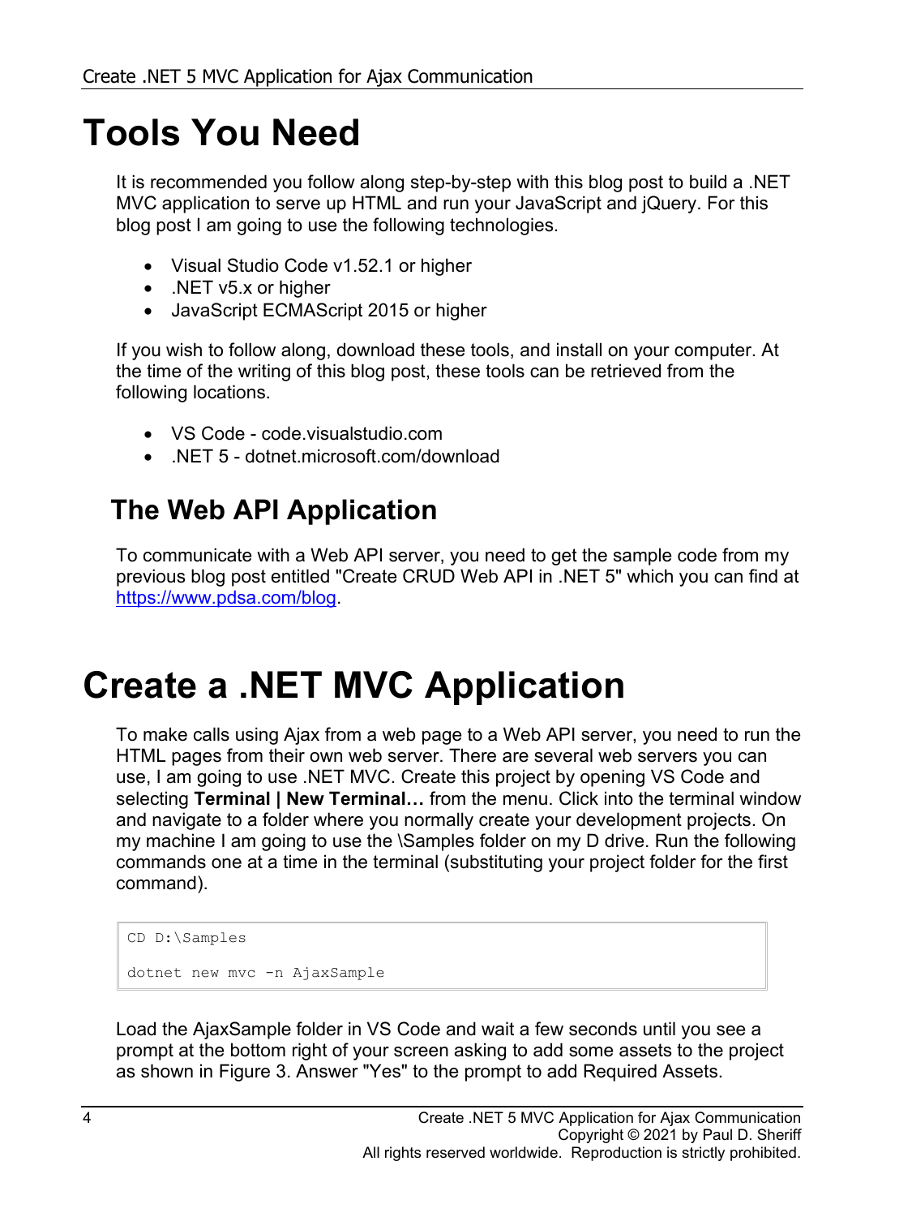# Tools You Need

It is recommended you follow along step-by-step with this blog post to build a .NET MVC application to serve up HTML and run your JavaScript and jQuery. For this blog post I am going to use the following technologies.

- Visual Studio Code v1.52.1 or higher
- .NET v5.x or higher
- JavaScript ECMAScript 2015 or higher

If you wish to follow along, download these tools, and install on your computer. At the time of the writing of this blog post, these tools can be retrieved from the following locations.

- VS Code - code.visualstudio.com
- .NET 5 - dotnet.microsoft.com/download

## The Web API Application

To communicate with a Web API server, you need to get the sample code from my previous blog post entitled "Create CRUD Web API in .NET 5" which you can find at [https://www.pdsa.com/blog](https://www.pdsa.com/blog).

# Create a .NET MVC Application

To make calls using Ajax from a web page to a Web API server, you need to run the HTML pages from their own web server. There are several web servers you can use, I am going to use .NET MVC. Create this project by opening VS Code and selecting **Terminal | New Terminal…** from the menu. Click into the terminal window and navigate to a folder where you normally create your development projects. On my machine I am going to use the \Samples folder on my D drive. Run the following commands one at a time in the terminal (substituting your project folder for the first command).

```
CD D:\Samples

dotnet new mvc -n AjaxSample
```

Load the AjaxSample folder in VS Code and wait a few seconds until you see a prompt at the bottom right of your screen asking to add some assets to the project as shown in Figure 3. Answer "Yes" to the prompt to add Required Assets.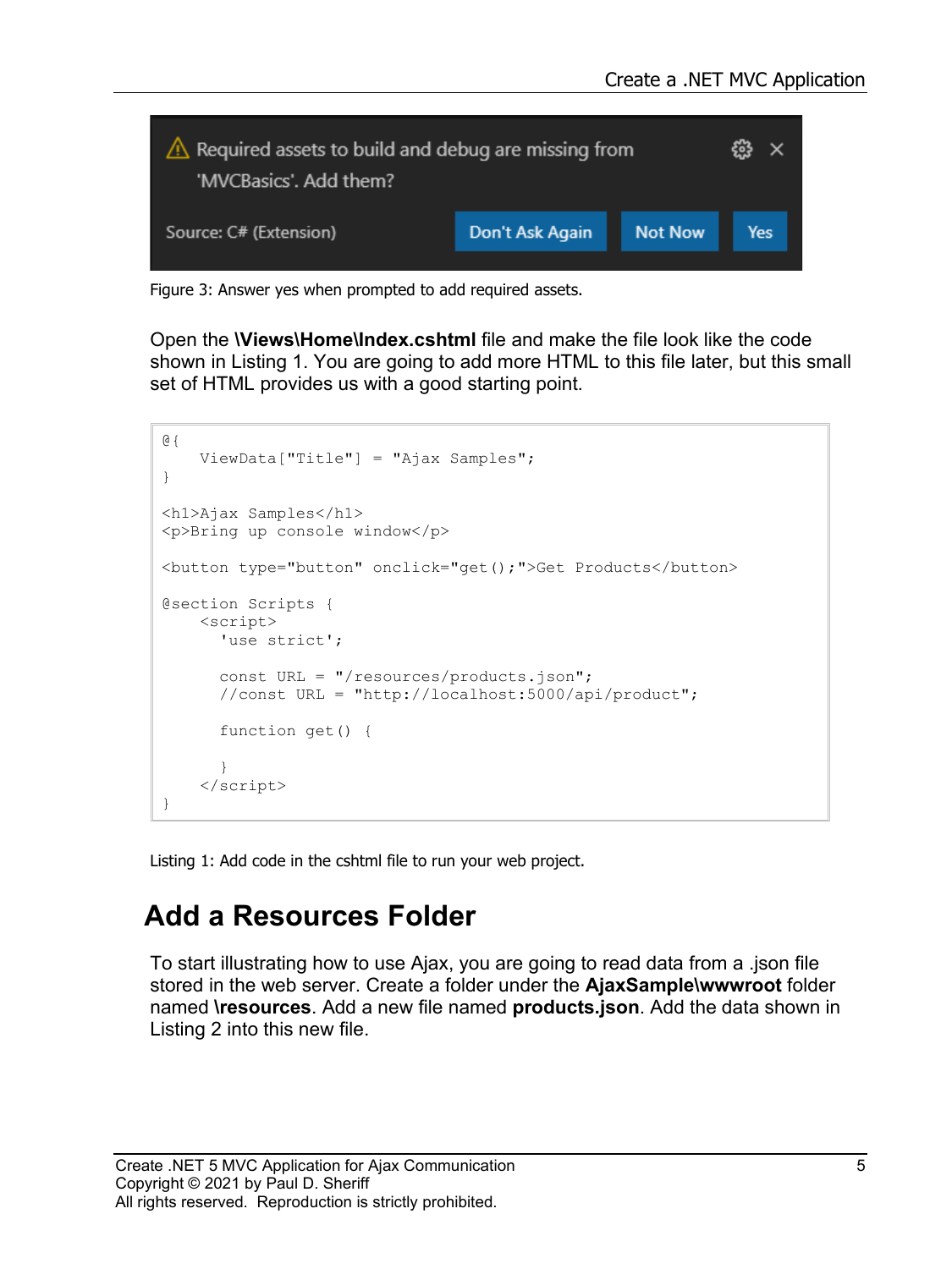Figure 3: Answer yes when prompted to add required assets.

Open the **\Views\Home\Index.cshtml** file and make the file look like the code shown in Listing 1. You are going to add more HTML to this file later, but this small set of HTML provides us with a good starting point.

```
@{
    ViewData["Title"] = "Ajax Samples";
}

<h1>Ajax Samples</h1>
<p>Bring up console window</p>

<button type="button" onclick="get();">Get Products</button>

@section Scripts {
    <script>
      'use strict';

      const URL = "/resources/products.json";
      //const URL = "http://localhost:5000/api/product";

      function get() {

      }
    </script>
}
```

Listing 1: Add code in the cshtml file to run your web project.

## Add a Resources Folder

To start illustrating how to use Ajax, you are going to read data from a .json file stored in the web server. Create a folder under the **AjaxSample\wwwroot** folder named **\resources**. Add a new file named **products.json**. Add the data shown in Listing 2 into this new file.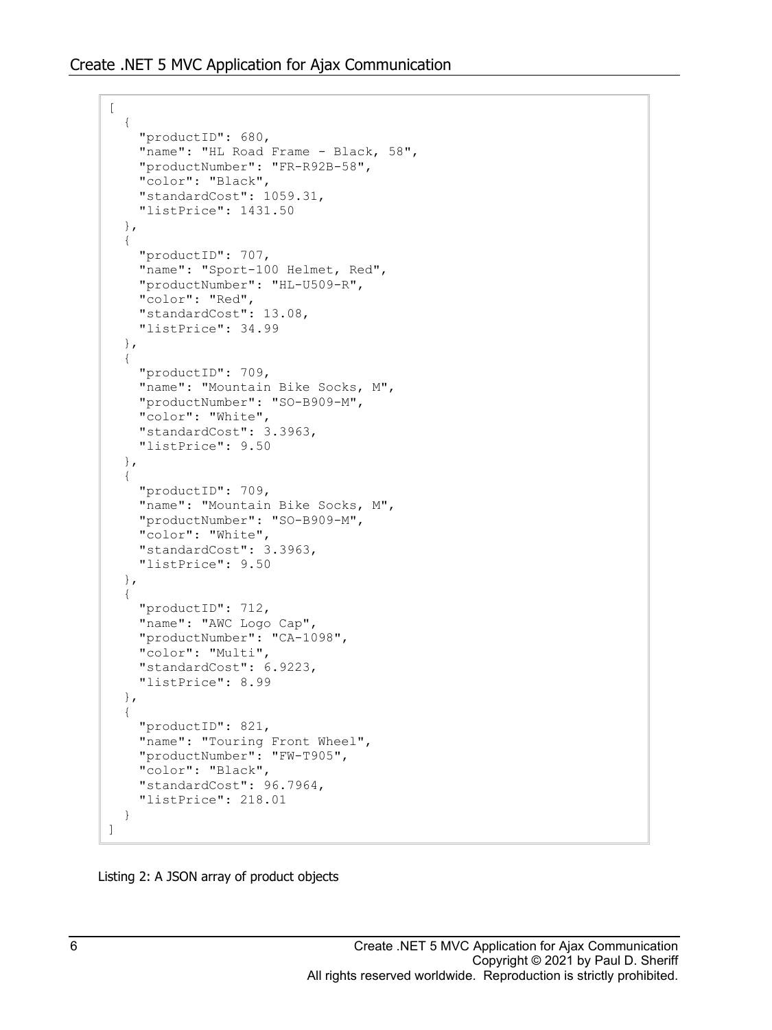```
[
  {
    "productID": 680,
    "name": "HL Road Frame - Black, 58",
    "productNumber": "FR-R92B-58",
    "color": "Black",
    "standardCost": 1059.31,
    "listPrice": 1431.50
  },
  {
    "productID": 707,
    "name": "Sport-100 Helmet, Red",
    "productNumber": "HL-U509-R",
    "color": "Red",
    "standardCost": 13.08,
    "listPrice": 34.99
  },
  {
    "productID": 709,
    "name": "Mountain Bike Socks, M",
    "productNumber": "SO-B909-M",
    "color": "White",
    "standardCost": 3.3963,
    "listPrice": 9.50
  },
  {
    "productID": 709,
    "name": "Mountain Bike Socks, M",
    "productNumber": "SO-B909-M",
    "color": "White",
    "standardCost": 3.3963,
    "listPrice": 9.50
  },
  {
    "productID": 712,
    "name": "AWC Logo Cap",
    "productNumber": "CA-1098",
    "color": "Multi",
    "standardCost": 6.9223,
    "listPrice": 8.99
  },
  {
    "productID": 821,
    "name": "Touring Front Wheel",
    "productNumber": "FW-T905",
    "color": "Black",
    "standardCost": 96.7964,
    "listPrice": 218.01
  }
]
```

Listing 2: A JSON array of product objects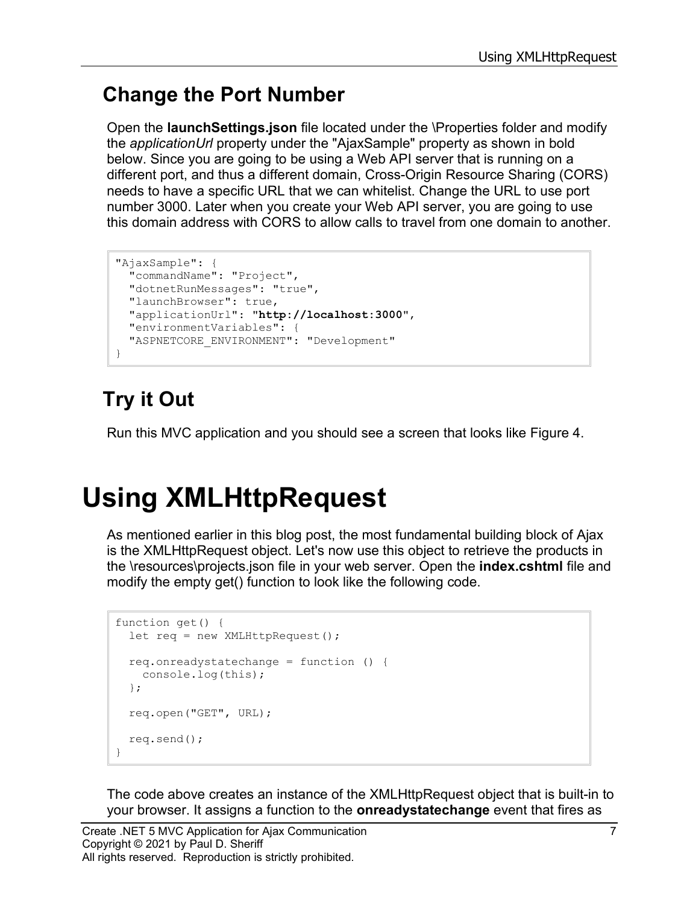## Change the Port Number

Open the **launchSettings.json** file located under the \Properties folder and modify the *applicationUrl* property under the "AjaxSample" property as shown in bold below. Since you are going to be using a Web API server that is running on a different port, and thus a different domain, Cross-Origin Resource Sharing (CORS) needs to have a specific URL that we can whitelist. Change the URL to use port number 3000. Later when you create your Web API server, you are going to use this domain address with CORS to allow calls to travel from one domain to another.

```
"AjaxSample": {
  "commandName": "Project",
  "dotnetRunMessages": "true",
  "launchBrowser": true,
  "applicationUrl": "http://localhost:3000",
  "environmentVariables": {
  "ASPNETCORE_ENVIRONMENT": "Development"
}
```

## Try it Out

Run this MVC application and you should see a screen that looks like Figure 4.

# Using XMLHttpRequest

As mentioned earlier in this blog post, the most fundamental building block of Ajax is the XMLHttpRequest object. Let's now use this object to retrieve the products in the \resources\projects.json file in your web server. Open the **index.cshtml** file and modify the empty get() function to look like the following code.

```
function get() {
  let req = new XMLHttpRequest();

  req.onreadystatechange = function () {
    console.log(this);
  };

  req.open("GET", URL);

  req.send();
}
```

The code above creates an instance of the XMLHttpRequest object that is built-in to your browser. It assigns a function to the **onreadystatechange** event that fires as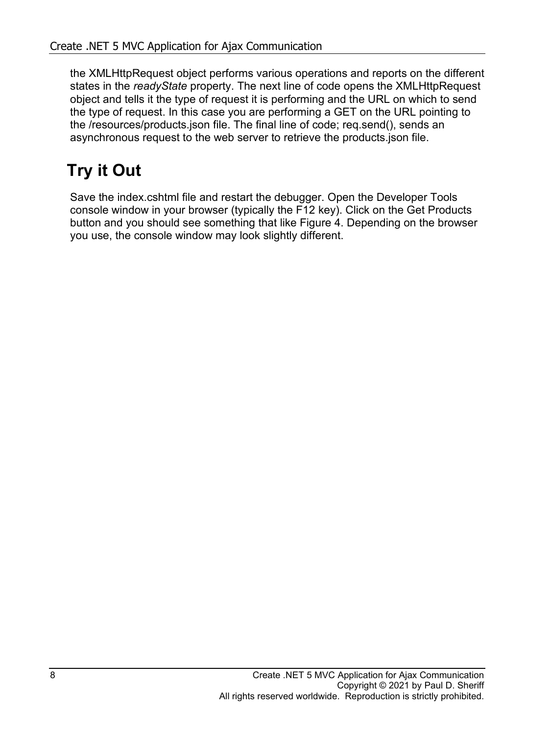the XMLHttpRequest object performs various operations and reports on the different states in the *readyState* property. The next line of code opens the XMLHttpRequest object and tells it the type of request it is performing and the URL on which to send the type of request. In this case you are performing a GET on the URL pointing to the /resources/products.json file. The final line of code; req.send(), sends an asynchronous request to the web server to retrieve the products.json file.

## Try it Out

Save the index.cshtml file and restart the debugger. Open the Developer Tools console window in your browser (typically the F12 key). Click on the Get Products button and you should see something that like Figure 4. Depending on the browser you use, the console window may look slightly different.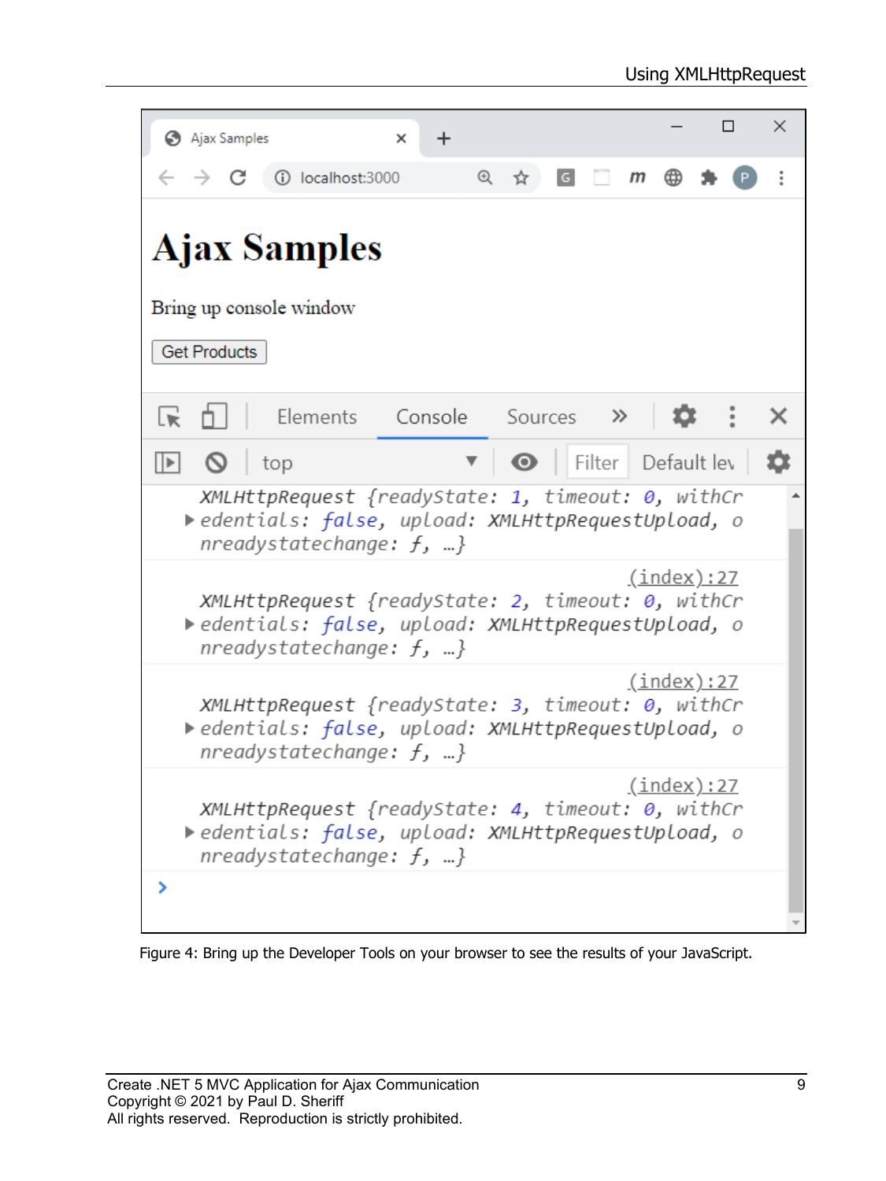Figure 4: Bring up the Developer Tools on your browser to see the results of your JavaScript.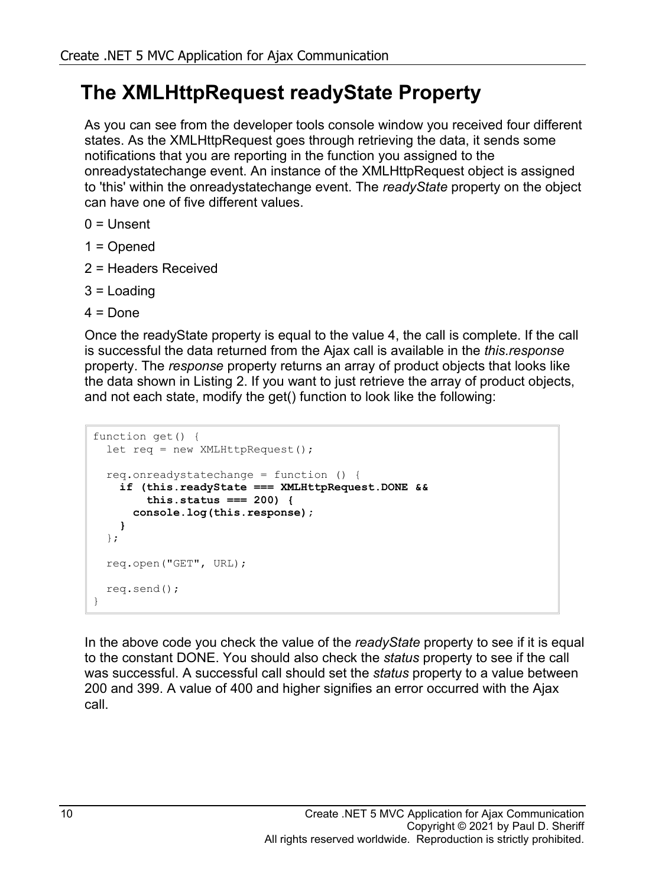# The XMLHttpRequest readyState Property

As you can see from the developer tools console window you received four different states. As the XMLHttpRequest goes through retrieving the data, it sends some notifications that you are reporting in the function you assigned to the onreadystatechange event. An instance of the XMLHttpRequest object is assigned to 'this' within the onreadystatechange event. The *readyState* property on the object can have one of five different values.

0 = Unsent

1 = Opened

2 = Headers Received

3 = Loading

4 = Done

Once the readyState property is equal to the value 4, the call is complete. If the call is successful the data returned from the Ajax call is available in the *this.response* property. The *response* property returns an array of product objects that looks like the data shown in Listing 2. If you want to just retrieve the array of product objects, and not each state, modify the get() function to look like the following:

```
function get() {
  let req = new XMLHttpRequest();

  req.onreadystatechange = function () {
    if (this.readyState === XMLHttpRequest.DONE &&
        this.status === 200) {
      console.log(this.response);
    }
  };

  req.open("GET", URL);

  req.send();
}
```

In the above code you check the value of the *readyState* property to see if it is equal to the constant DONE. You should also check the *status* property to see if the call was successful. A successful call should set the *status* property to a value between 200 and 399. A value of 400 and higher signifies an error occurred with the Ajax call.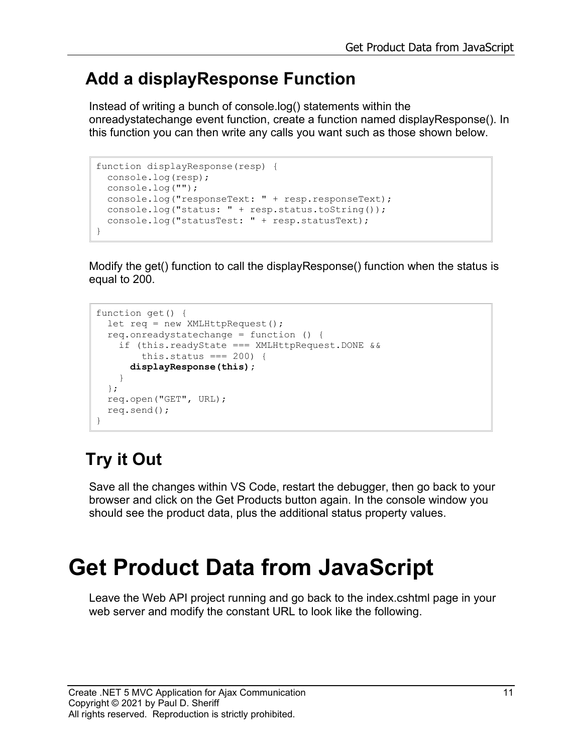## Add a displayResponse Function

Instead of writing a bunch of console.log() statements within the onreadystatechange event function, create a function named displayResponse(). In this function you can then write any calls you want such as those shown below.

```
function displayResponse(resp) {
  console.log(resp);
  console.log("");
  console.log("responseText: " + resp.responseText);
  console.log("status: " + resp.status.toString());
  console.log("statusTest: " + resp.statusText);
}
```

Modify the get() function to call the displayResponse() function when the status is equal to 200.

```
function get() {
  let req = new XMLHttpRequest();
  req.onreadystatechange = function () {
    if (this.readyState === XMLHttpRequest.DONE &&
        this.status === 200) {
      displayResponse(this);
    }
  };
  req.open("GET", URL);
  req.send();
}
```

## Try it Out

Save all the changes within VS Code, restart the debugger, then go back to your browser and click on the Get Products button again. In the console window you should see the product data, plus the additional status property values.

# Get Product Data from JavaScript

Leave the Web API project running and go back to the index.cshtml page in your web server and modify the constant URL to look like the following.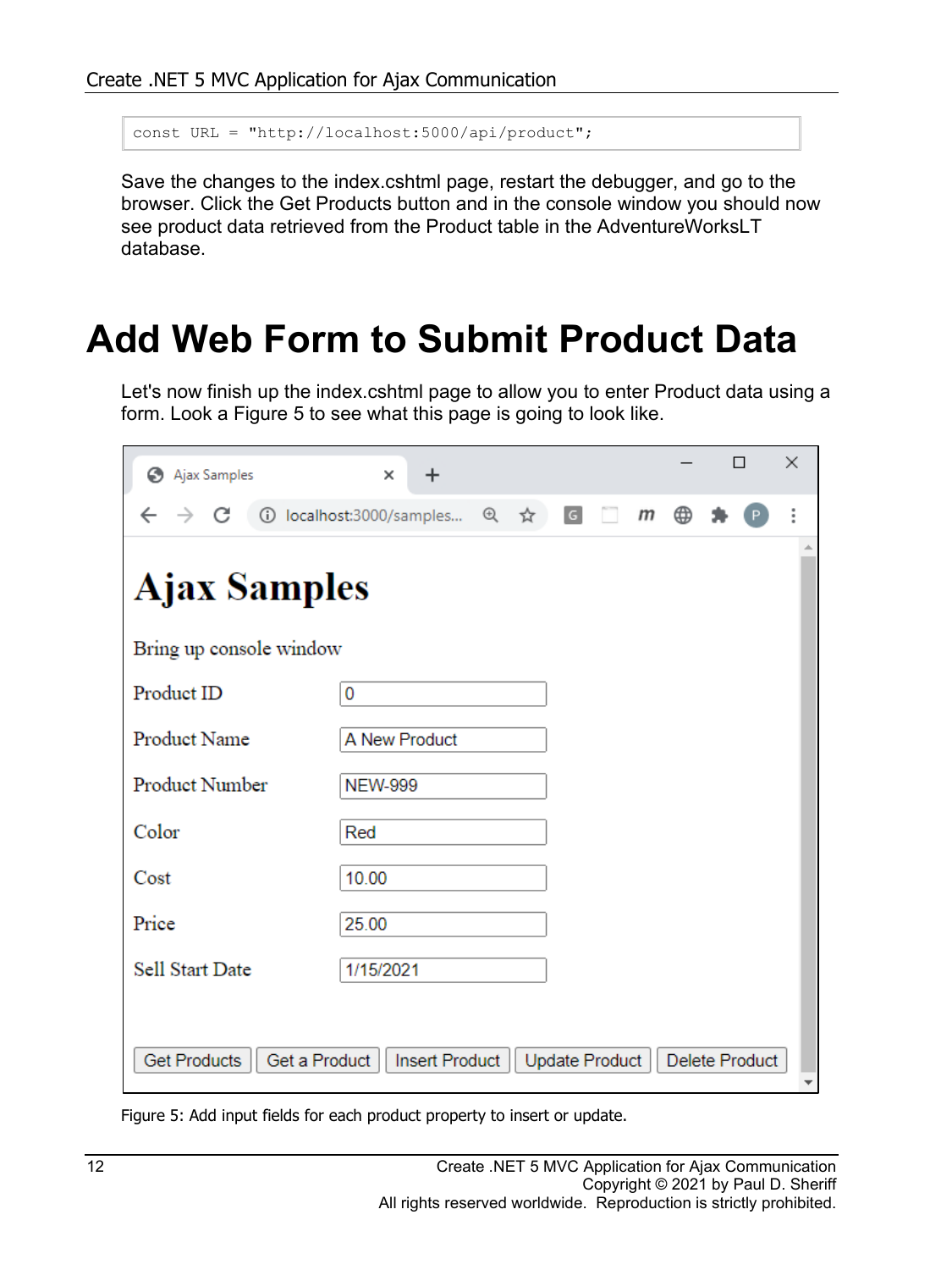```
const URL = "http://localhost:5000/api/product";
```

Save the changes to the index.cshtml page, restart the debugger, and go to the browser. Click the Get Products button and in the console window you should now see product data retrieved from the Product table in the AdventureWorksLT database.

# Add Web Form to Submit Product Data

Let's now finish up the index.cshtml page to allow you to enter Product data using a form. Look a Figure 5 to see what this page is going to look like.

Figure 5: Add input fields for each product property to insert or update.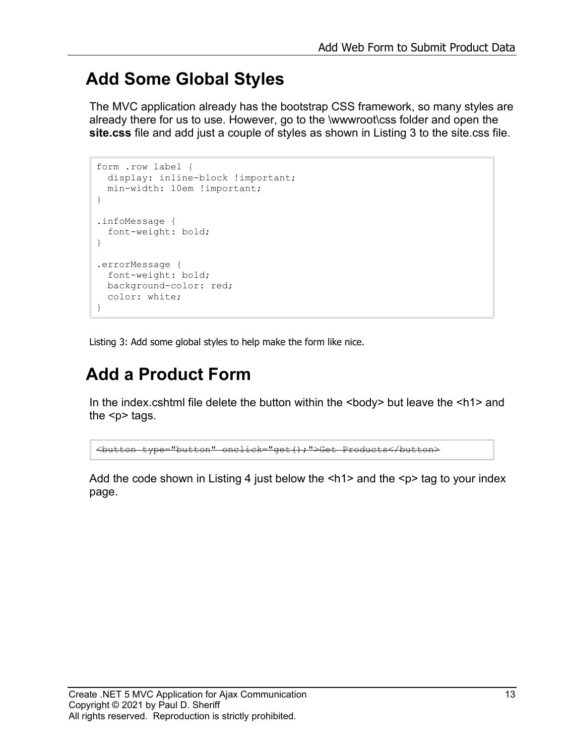## Add Some Global Styles

The MVC application already has the bootstrap CSS framework, so many styles are already there for us to use. However, go to the \wwwroot\css folder and open the **site.css** file and add just a couple of styles as shown in Listing 3 to the site.css file.

```
form .row label {
  display: inline-block !important;
  min-width: 10em !important;
}

.infoMessage {
  font-weight: bold;
}

.errorMessage {
  font-weight: bold;
  background-color: red;
  color: white;
}
```

Listing 3: Add some global styles to help make the form like nice.

## Add a Product Form

In the index.cshtml file delete the button within the <body> but leave the <h1> and the <p> tags.

```
<button type="button" onclick="get();">Get Products</button>
```

Add the code shown in Listing 4 just below the <h1> and the <p> tag to your index page.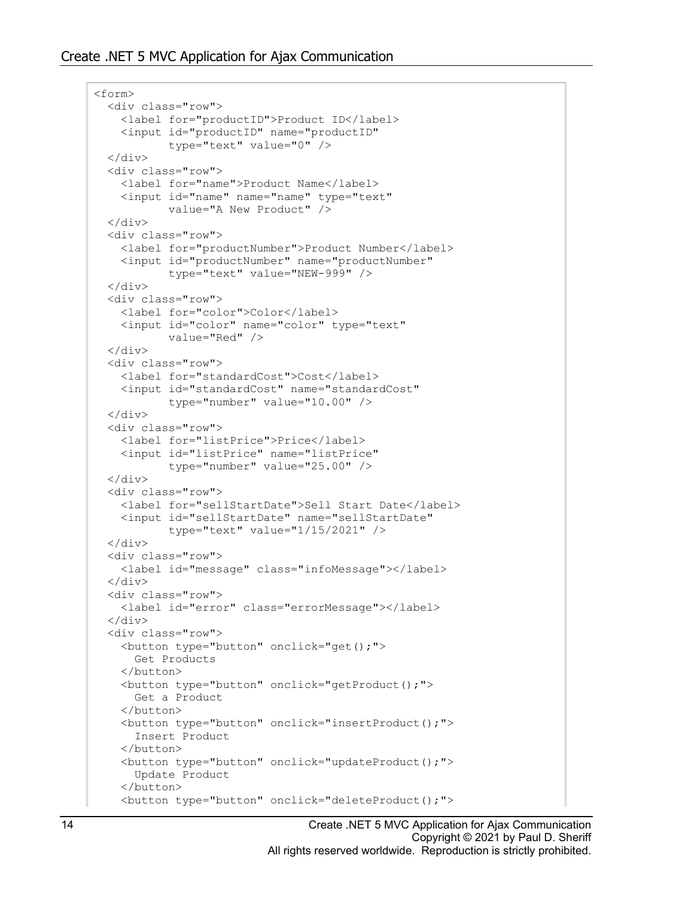```
<form>
  <div class="row">
    <label for="productID">Product ID</label>
    <input id="productID" name="productID"
           type="text" value="0" />
  </div>
  <div class="row">
    <label for="name">Product Name</label>
    <input id="name" name="name" type="text"
           value="A New Product" />
  </div>
  <div class="row">
    <label for="productNumber">Product Number</label>
    <input id="productNumber" name="productNumber"
           type="text" value="NEW-999" />
  </div>
  <div class="row">
    <label for="color">Color</label>
    <input id="color" name="color" type="text"
           value="Red" />
  </div>
  <div class="row">
    <label for="standardCost">Cost</label>
    <input id="standardCost" name="standardCost"
           type="number" value="10.00" />
  </div>
  <div class="row">
    <label for="listPrice">Price</label>
    <input id="listPrice" name="listPrice"
           type="number" value="25.00" />
  </div>
  <div class="row">
    <label for="sellStartDate">Sell Start Date</label>
    <input id="sellStartDate" name="sellStartDate"
           type="text" value="1/15/2021" />
  </div>
  <div class="row">
    <label id="message" class="infoMessage"></label>
  </div>
  <div class="row">
    <label id="error" class="errorMessage"></label>
  </div>
  <div class="row">
    <button type="button" onclick="get();">
      Get Products
    </button>
    <button type="button" onclick="getProduct();">
      Get a Product
    </button>
    <button type="button" onclick="insertProduct();">
      Insert Product
    </button>
    <button type="button" onclick="updateProduct();">
      Update Product
    </button>
    <button type="button" onclick="deleteProduct();">
```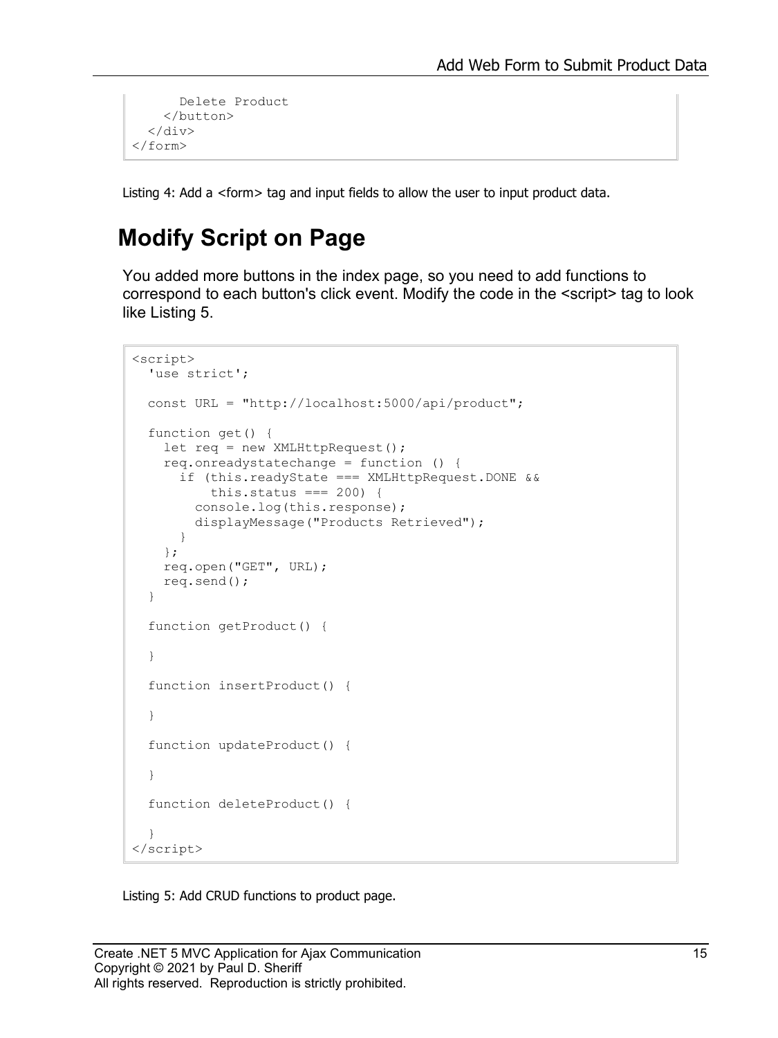```
      Delete Product
    </button>
  </div>
</form>
```

Listing 4: Add a <form> tag and input fields to allow the user to input product data.

## Modify Script on Page

You added more buttons in the index page, so you need to add functions to correspond to each button's click event. Modify the code in the <script> tag to look like Listing 5.

```
<script>
  'use strict';

  const URL = "http://localhost:5000/api/product";

  function get() {
    let req = new XMLHttpRequest();
    req.onreadystatechange = function () {
      if (this.readyState === XMLHttpRequest.DONE &&
          this.status === 200) {
        console.log(this.response);
        displayMessage("Products Retrieved");
      }
    };
    req.open("GET", URL);
    req.send();
  }

  function getProduct() {

  }

  function insertProduct() {

  }

  function updateProduct() {

  }

  function deleteProduct() {

  }
</script>
```

Listing 5: Add CRUD functions to product page.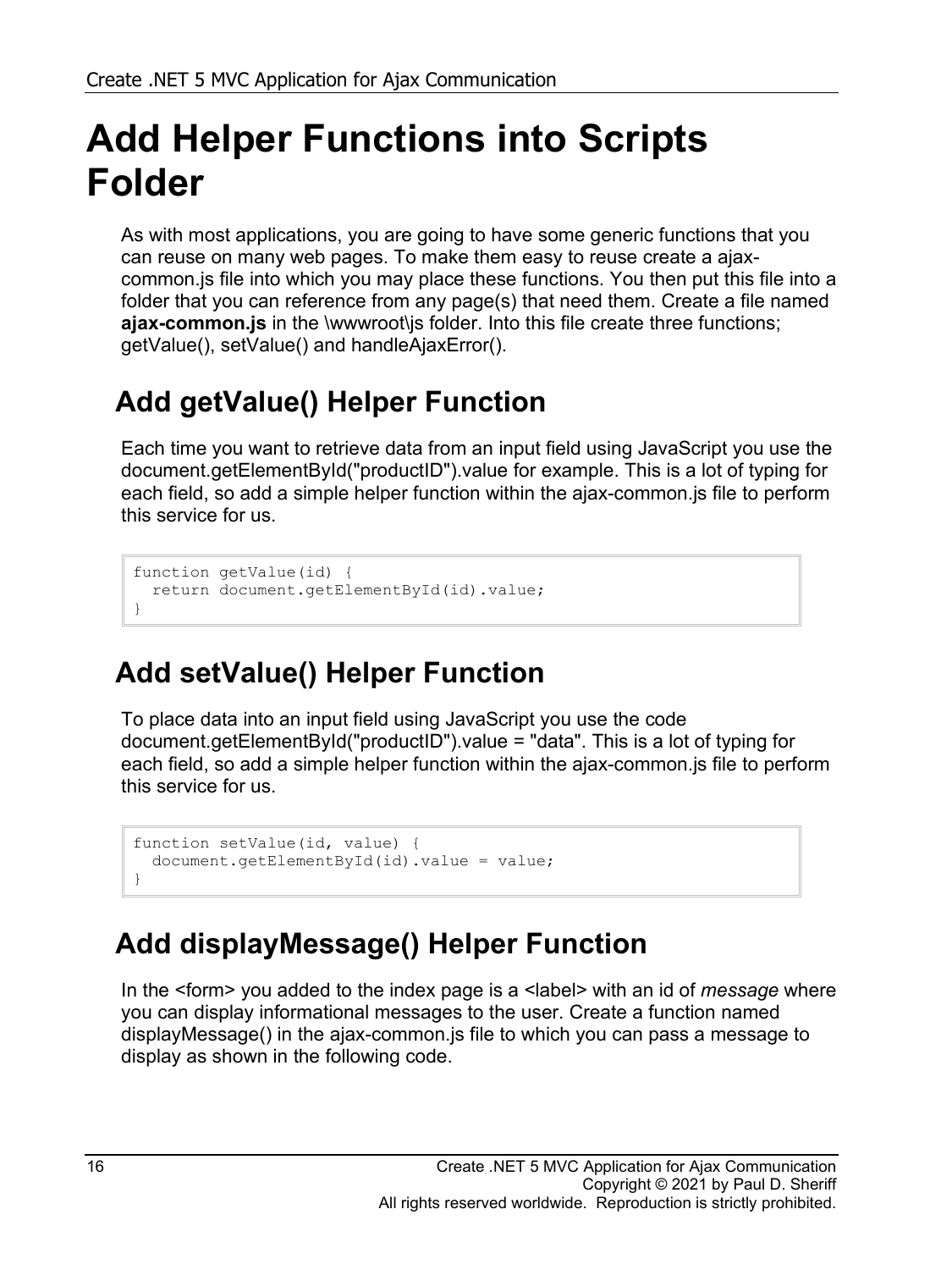# Add Helper Functions into Scripts Folder

As with most applications, you are going to have some generic functions that you can reuse on many web pages. To make them easy to reuse create a ajax-common.js file into which you may place these functions. You then put this file into a folder that you can reference from any page(s) that need them. Create a file named **ajax-common.js** in the \wwwroot\js folder. Into this file create three functions; getValue(), setValue() and handleAjaxError().

## Add getValue() Helper Function

Each time you want to retrieve data from an input field using JavaScript you use the document.getElementById("productID").value for example. This is a lot of typing for each field, so add a simple helper function within the ajax-common.js file to perform this service for us.

```
function getValue(id) {
  return document.getElementById(id).value;
}
```

## Add setValue() Helper Function

To place data into an input field using JavaScript you use the code document.getElementById("productID").value = "data". This is a lot of typing for each field, so add a simple helper function within the ajax-common.js file to perform this service for us.

```
function setValue(id, value) {
  document.getElementById(id).value = value;
}
```

## Add displayMessage() Helper Function

In the <form> you added to the index page is a <label> with an id of *message* where you can display informational messages to the user. Create a function named displayMessage() in the ajax-common.js file to which you can pass a message to display as shown in the following code.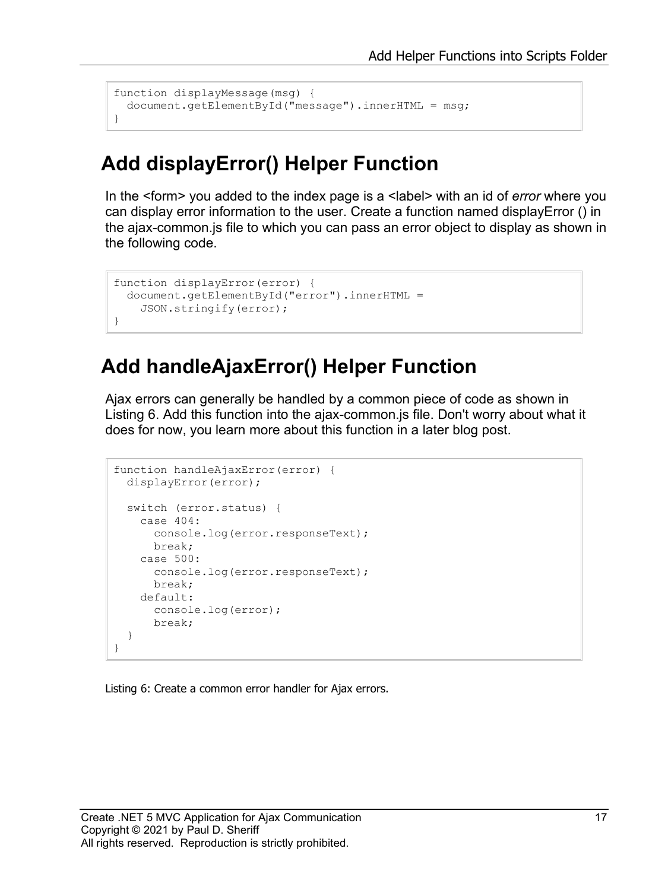```
function displayMessage(msg) {
  document.getElementById("message").innerHTML = msg;
}
```

## Add displayError() Helper Function

In the <form> you added to the index page is a <label> with an id of *error* where you can display error information to the user. Create a function named displayError () in the ajax-common.js file to which you can pass an error object to display as shown in the following code.

```
function displayError(error) {
  document.getElementById("error").innerHTML =
    JSON.stringify(error);
}
```

## Add handleAjaxError() Helper Function

Ajax errors can generally be handled by a common piece of code as shown in Listing 6. Add this function into the ajax-common.js file. Don't worry about what it does for now, you learn more about this function in a later blog post.

```
function handleAjaxError(error) {
  displayError(error);

  switch (error.status) {
    case 404:
      console.log(error.responseText);
      break;
    case 500:
      console.log(error.responseText);
      break;
    default:
      console.log(error);
      break;
  }
}
```

Listing 6: Create a common error handler for Ajax errors.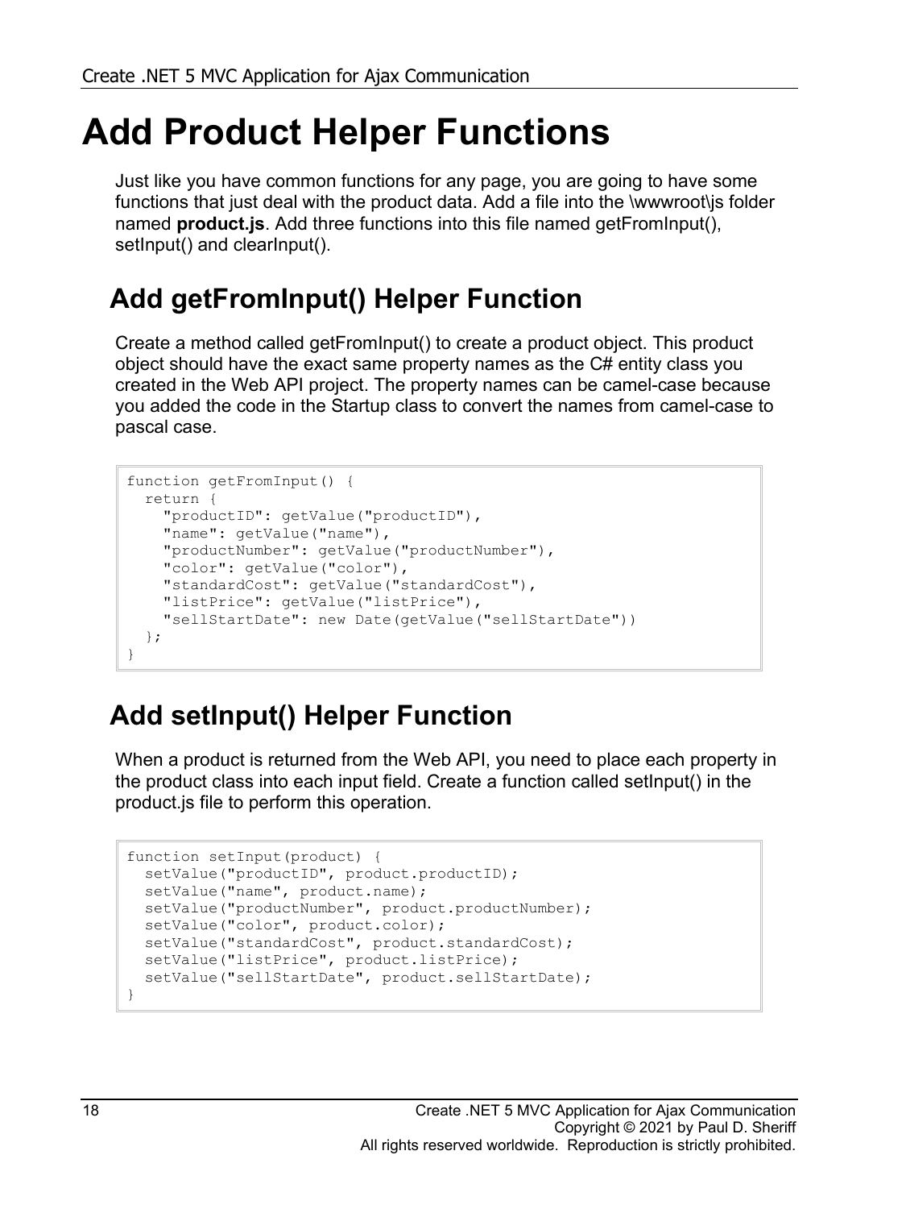# Add Product Helper Functions

Just like you have common functions for any page, you are going to have some functions that just deal with the product data. Add a file into the \wwwroot\js folder named **product.js**. Add three functions into this file named getFromInput(), setInput() and clearInput().

## Add getFromInput() Helper Function

Create a method called getFromInput() to create a product object. This product object should have the exact same property names as the C# entity class you created in the Web API project. The property names can be camel-case because you added the code in the Startup class to convert the names from camel-case to pascal case.

```
function getFromInput() {
  return {
    "productID": getValue("productID"),
    "name": getValue("name"),
    "productNumber": getValue("productNumber"),
    "color": getValue("color"),
    "standardCost": getValue("standardCost"),
    "listPrice": getValue("listPrice"),
    "sellStartDate": new Date(getValue("sellStartDate"))
  };
}
```

## Add setInput() Helper Function

When a product is returned from the Web API, you need to place each property in the product class into each input field. Create a function called setInput() in the product.js file to perform this operation.

```
function setInput(product) {
  setValue("productID", product.productID);
  setValue("name", product.name);
  setValue("productNumber", product.productNumber);
  setValue("color", product.color);
  setValue("standardCost", product.standardCost);
  setValue("listPrice", product.listPrice);
  setValue("sellStartDate", product.sellStartDate);
}
```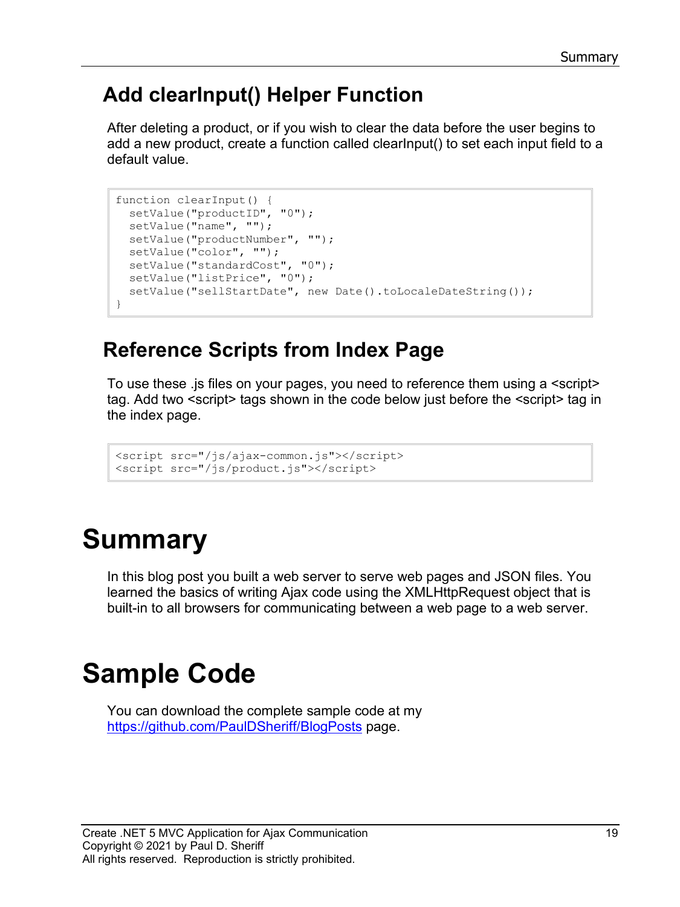## Add clearInput() Helper Function

After deleting a product, or if you wish to clear the data before the user begins to add a new product, create a function called clearInput() to set each input field to a default value.

```
function clearInput() {
  setValue("productID", "0");
  setValue("name", "");
  setValue("productNumber", "");
  setValue("color", "");
  setValue("standardCost", "0");
  setValue("listPrice", "0");
  setValue("sellStartDate", new Date().toLocaleDateString());
}
```

## Reference Scripts from Index Page

To use these .js files on your pages, you need to reference them using a <script> tag. Add two <script> tags shown in the code below just before the <script> tag in the index page.

```
<script src="/js/ajax-common.js"></script>
<script src="/js/product.js"></script>
```

# Summary

In this blog post you built a web server to serve web pages and JSON files. You learned the basics of writing Ajax code using the XMLHttpRequest object that is built-in to all browsers for communicating between a web page to a web server.

# Sample Code

You can download the complete sample code at my [https://github.com/PaulDSheriff/BlogPosts](https://github.com/PaulDSheriff/BlogPosts) page.